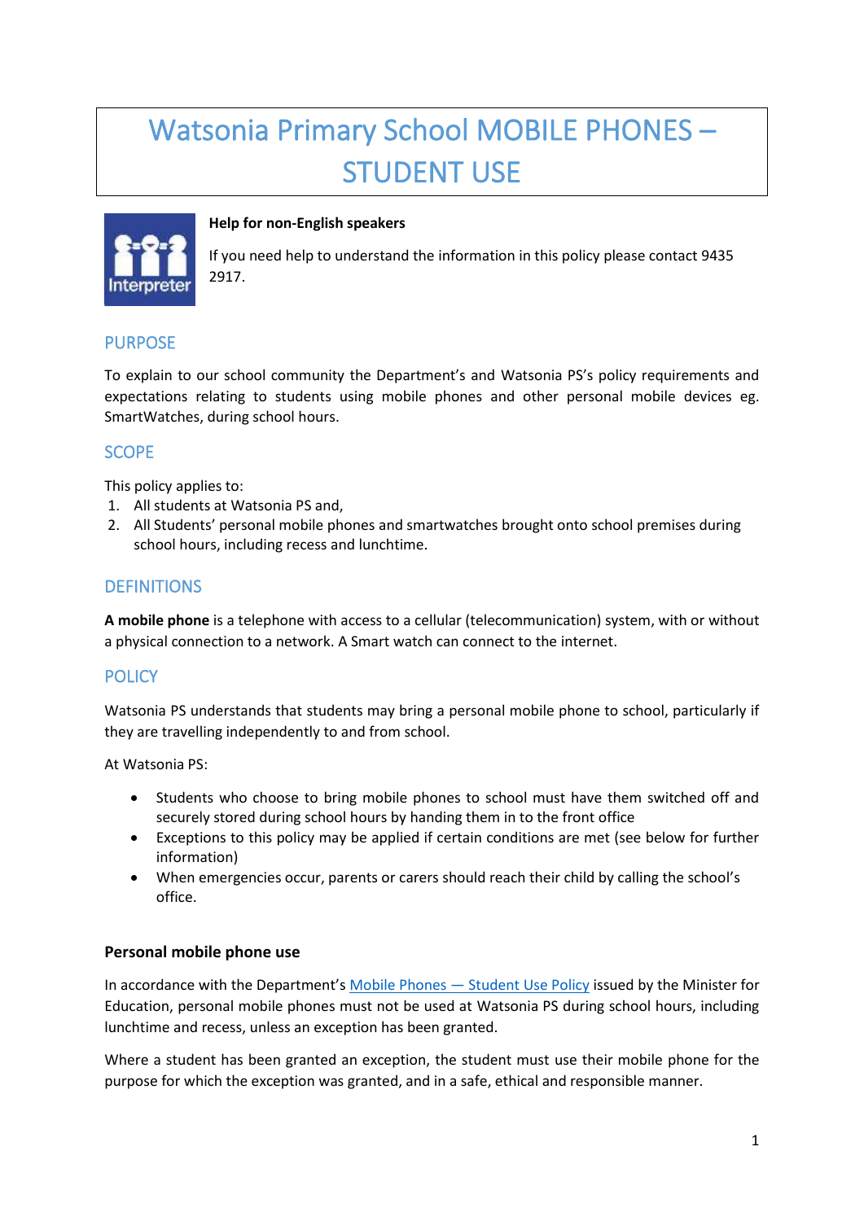# Watsonia Primary School MOBILE PHONES – STUDENT USE

**Help for non-English speakers**

If you need help to understand the information in this policy please contact 9435 2917.

## PURPOSE

To explain to our school community the Department's and Watsonia PS's policy requirements and expectations relating to students using mobile phones and other personal mobile devices eg. SmartWatches, during school hours.

## SCOPE

This policy applies to:

1. All students at Watsonia PS and,
2. All Students' personal mobile phones and smartwatches brought onto school premises during school hours, including recess and lunchtime.

## DEFINITIONS

**A mobile phone** is a telephone with access to a cellular (telecommunication) system, with or without a physical connection to a network. A Smart watch can connect to the internet.

## POLICY

Watsonia PS understands that students may bring a personal mobile phone to school, particularly if they are travelling independently to and from school.

At Watsonia PS:

- Students who choose to bring mobile phones to school must have them switched off and securely stored during school hours by handing them in to the front office
- Exceptions to this policy may be applied if certain conditions are met (see below for further information)
- When emergencies occur, parents or carers should reach their child by calling the school's office.

### Personal mobile phone use

In accordance with the Department's Mobile Phones — Student Use Policy issued by the Minister for Education, personal mobile phones must not be used at Watsonia PS during school hours, including lunchtime and recess, unless an exception has been granted.

Where a student has been granted an exception, the student must use their mobile phone for the purpose for which the exception was granted, and in a safe, ethical and responsible manner.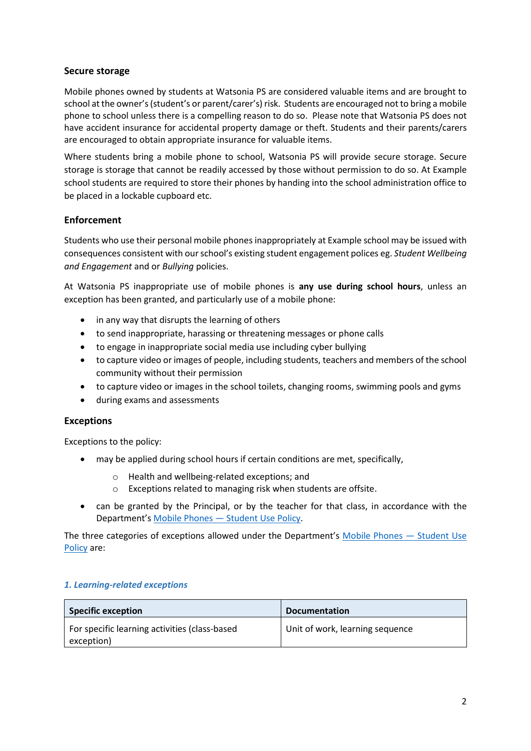### Secure storage

Mobile phones owned by students at Watsonia PS are considered valuable items and are brought to school at the owner's (student's or parent/carer's) risk. Students are encouraged not to bring a mobile phone to school unless there is a compelling reason to do so. Please note that Watsonia PS does not have accident insurance for accidental property damage or theft. Students and their parents/carers are encouraged to obtain appropriate insurance for valuable items.

Where students bring a mobile phone to school, Watsonia PS will provide secure storage. Secure storage is storage that cannot be readily accessed by those without permission to do so. At Example school students are required to store their phones by handing into the school administration office to be placed in a lockable cupboard etc.

### Enforcement

Students who use their personal mobile phones inappropriately at Example school may be issued with consequences consistent with our school's existing student engagement polices eg. *Student Wellbeing and Engagement* and or *Bullying* policies.

At Watsonia PS inappropriate use of mobile phones is **any use during school hours**, unless an exception has been granted, and particularly use of a mobile phone:

- in any way that disrupts the learning of others
- to send inappropriate, harassing or threatening messages or phone calls
- to engage in inappropriate social media use including cyber bullying
- to capture video or images of people, including students, teachers and members of the school community without their permission
- to capture video or images in the school toilets, changing rooms, swimming pools and gyms
- during exams and assessments

### Exceptions

Exceptions to the policy:

- may be applied during school hours if certain conditions are met, specifically,
  - Health and wellbeing-related exceptions; and
  - Exceptions related to managing risk when students are offsite.
- can be granted by the Principal, or by the teacher for that class, in accordance with the Department's Mobile Phones — Student Use Policy.

The three categories of exceptions allowed under the Department's Mobile Phones — Student Use Policy are:

#### *1. Learning-related exceptions*

| Specific exception | Documentation |
| --- | --- |
| For specific learning activities (class-based exception) | Unit of work, learning sequence |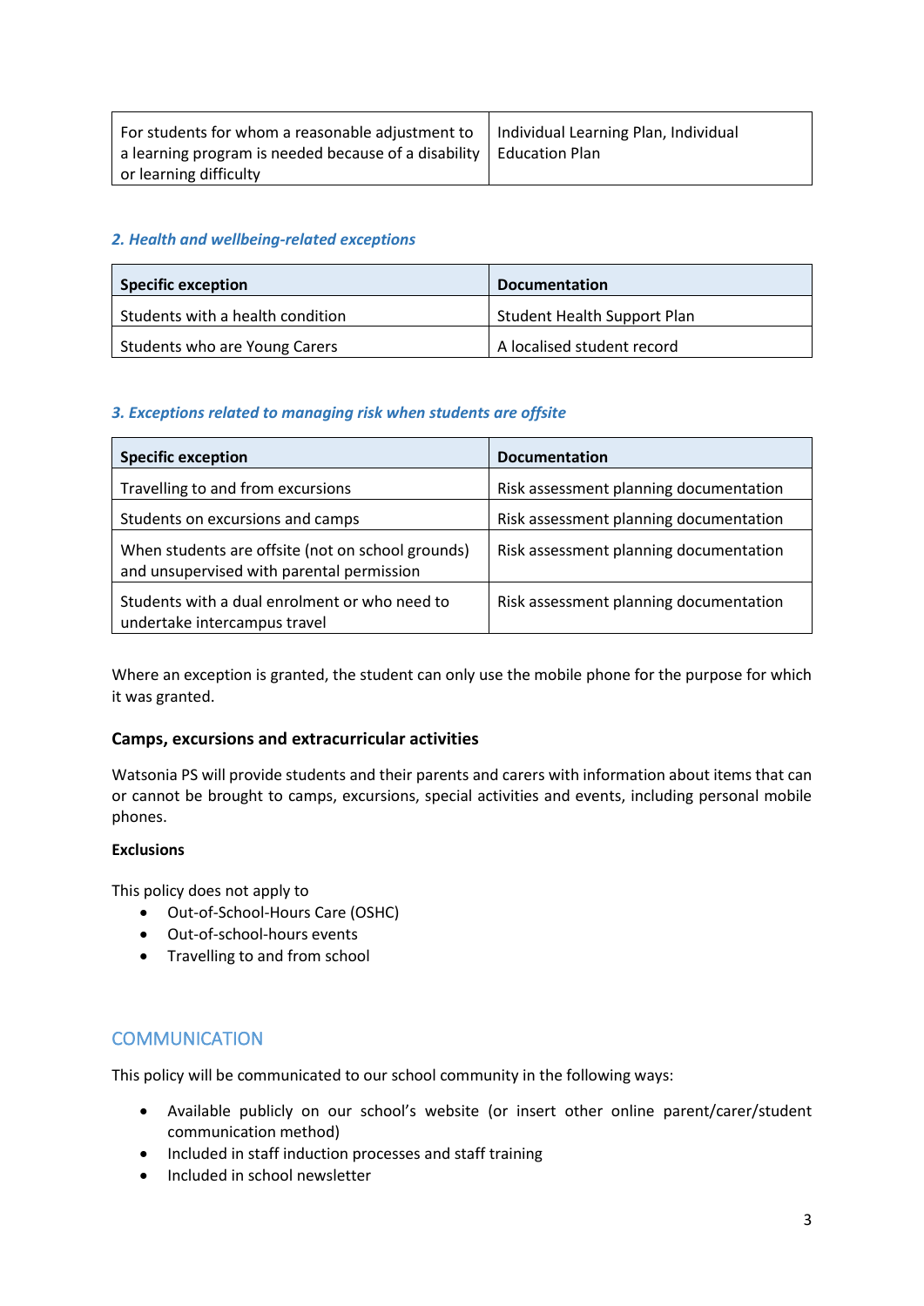| For students for whom a reasonable adjustment to a learning program is needed because of a disability or learning difficulty | Individual Learning Plan, Individual Education Plan |
|---|---|

### *2. Health and wellbeing-related exceptions*

| Specific exception | Documentation |
|---|---|
| Students with a health condition | Student Health Support Plan |
| Students who are Young Carers | A localised student record |

### *3. Exceptions related to managing risk when students are offsite*

| Specific exception | Documentation |
|---|---|
| Travelling to and from excursions | Risk assessment planning documentation |
| Students on excursions and camps | Risk assessment planning documentation |
| When students are offsite (not on school grounds) and unsupervised with parental permission | Risk assessment planning documentation |
| Students with a dual enrolment or who need to undertake intercampus travel | Risk assessment planning documentation |

Where an exception is granted, the student can only use the mobile phone for the purpose for which it was granted.

### Camps, excursions and extracurricular activities

Watsonia PS will provide students and their parents and carers with information about items that can or cannot be brought to camps, excursions, special activities and events, including personal mobile phones.

**Exclusions**

This policy does not apply to

- Out-of-School-Hours Care (OSHC)
- Out-of-school-hours events
- Travelling to and from school

## COMMUNICATION

This policy will be communicated to our school community in the following ways:

- Available publicly on our school's website (or insert other online parent/carer/student communication method)
- Included in staff induction processes and staff training
- Included in school newsletter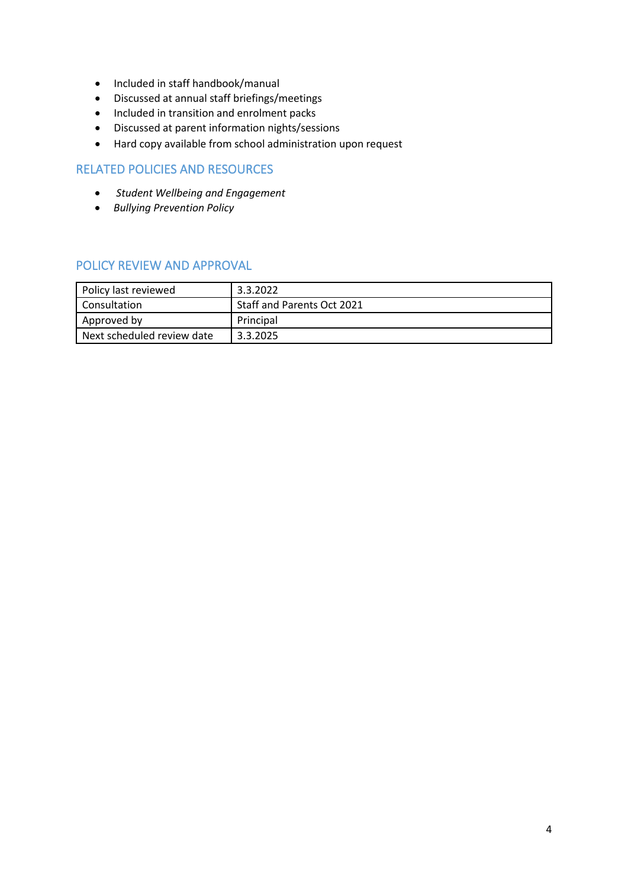- Included in staff handbook/manual
- Discussed at annual staff briefings/meetings
- Included in transition and enrolment packs
- Discussed at parent information nights/sessions
- Hard copy available from school administration upon request

## RELATED POLICIES AND RESOURCES

- *Student Wellbeing and Engagement*
- *Bullying Prevention Policy*

## POLICY REVIEW AND APPROVAL

| | |
|---|---|
| Policy last reviewed | 3.3.2022 |
| Consultation | Staff and Parents Oct 2021 |
| Approved by | Principal |
| Next scheduled review date | 3.3.2025 |